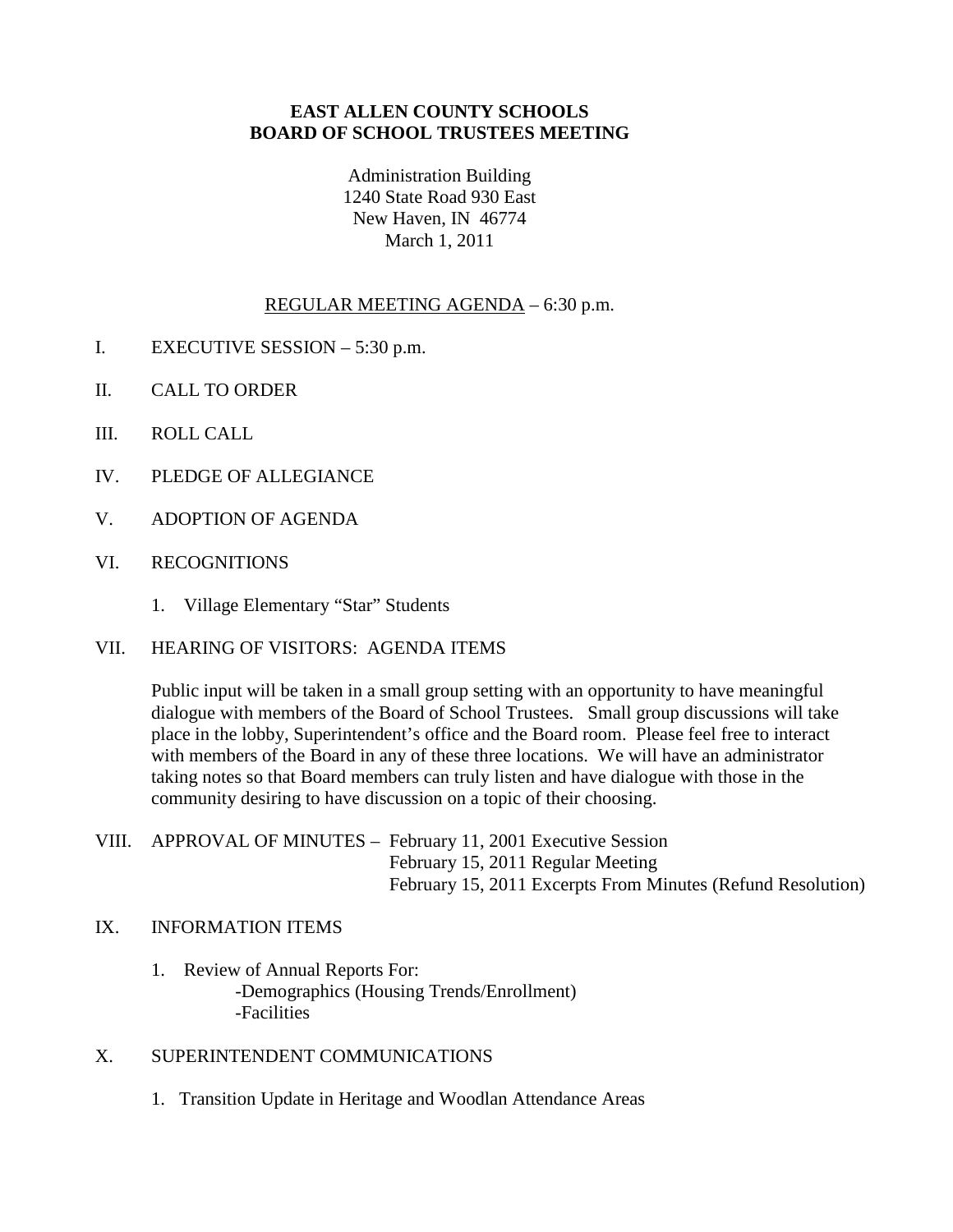# EAST ALLEN COUNTY SCHOOLS
# BOARD OF SCHOOL TRUSTEES MEETING

Administration Building
1240 State Road 930 East
New Haven, IN 46774
March 1, 2011

REGULAR MEETING AGENDA – 6:30 p.m.

I. EXECUTIVE SESSION – 5:30 p.m.

II. CALL TO ORDER

III. ROLL CALL

IV. PLEDGE OF ALLEGIANCE

V. ADOPTION OF AGENDA

VI. RECOGNITIONS

1. Village Elementary "Star" Students

VII. HEARING OF VISITORS: AGENDA ITEMS

Public input will be taken in a small group setting with an opportunity to have meaningful dialogue with members of the Board of School Trustees. Small group discussions will take place in the lobby, Superintendent's office and the Board room. Please feel free to interact with members of the Board in any of these three locations. We will have an administrator taking notes so that Board members can truly listen and have dialogue with those in the community desiring to have discussion on a topic of their choosing.

VIII. APPROVAL OF MINUTES – February 11, 2001 Executive Session
February 15, 2011 Regular Meeting
February 15, 2011 Excerpts From Minutes (Refund Resolution)

IX. INFORMATION ITEMS

1. Review of Annual Reports For:
   - -Demographics (Housing Trends/Enrollment)
   - -Facilities

X. SUPERINTENDENT COMMUNICATIONS

1. Transition Update in Heritage and Woodlan Attendance Areas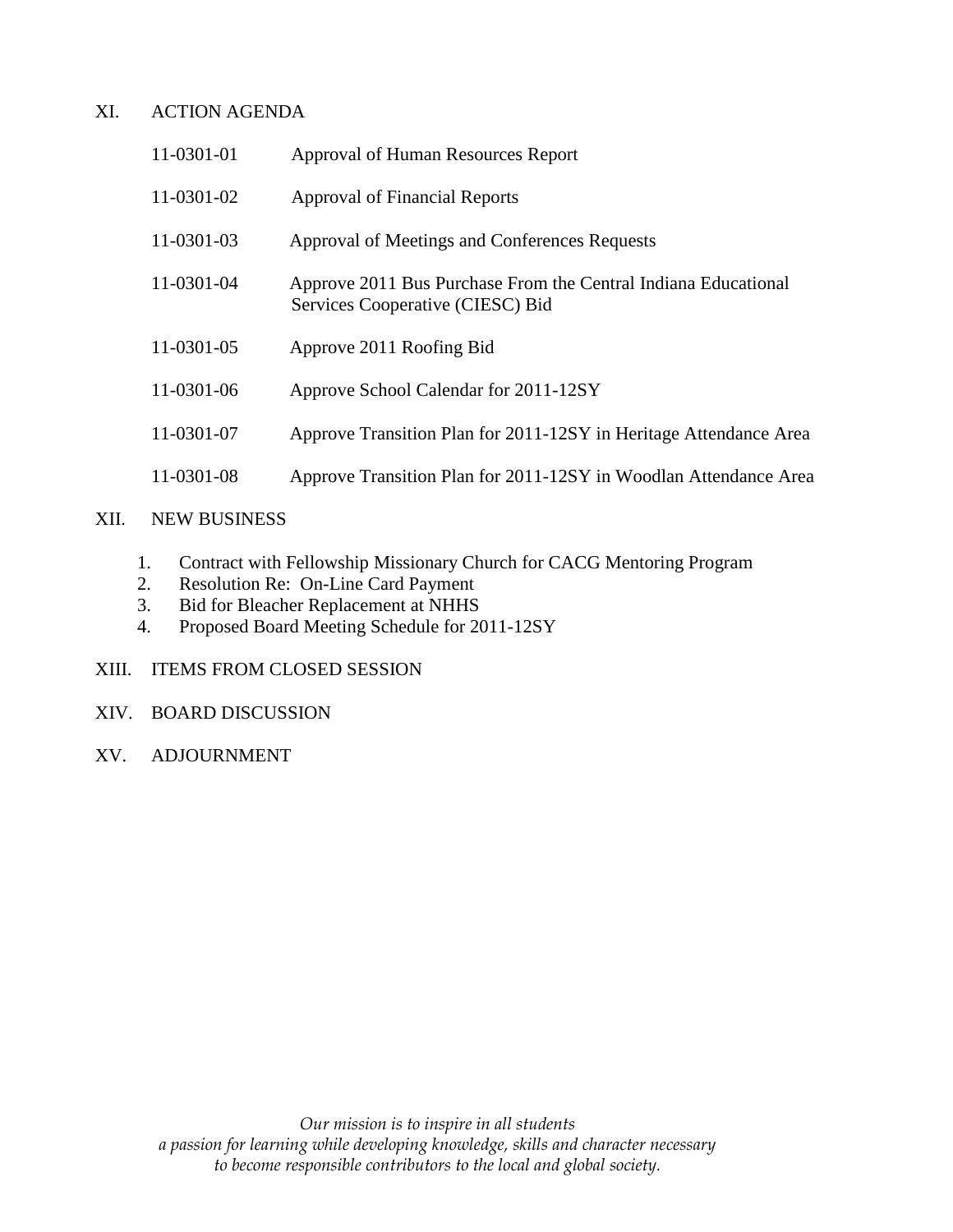## XI. ACTION AGENDA

11-0301-01 Approval of Human Resources Report

11-0301-02 Approval of Financial Reports

11-0301-03 Approval of Meetings and Conferences Requests

11-0301-04 Approve 2011 Bus Purchase From the Central Indiana Educational Services Cooperative (CIESC) Bid

11-0301-05 Approve 2011 Roofing Bid

11-0301-06 Approve School Calendar for 2011-12SY

11-0301-07 Approve Transition Plan for 2011-12SY in Heritage Attendance Area

11-0301-08 Approve Transition Plan for 2011-12SY in Woodlan Attendance Area

## XII. NEW BUSINESS

1. Contract with Fellowship Missionary Church for CACG Mentoring Program
2. Resolution Re: On-Line Card Payment
3. Bid for Bleacher Replacement at NHHS
4. Proposed Board Meeting Schedule for 2011-12SY

## XIII. ITEMS FROM CLOSED SESSION

## XIV. BOARD DISCUSSION

## XV. ADJOURNMENT

*Our mission is to inspire in all students a passion for learning while developing knowledge, skills and character necessary to become responsible contributors to the local and global society.*